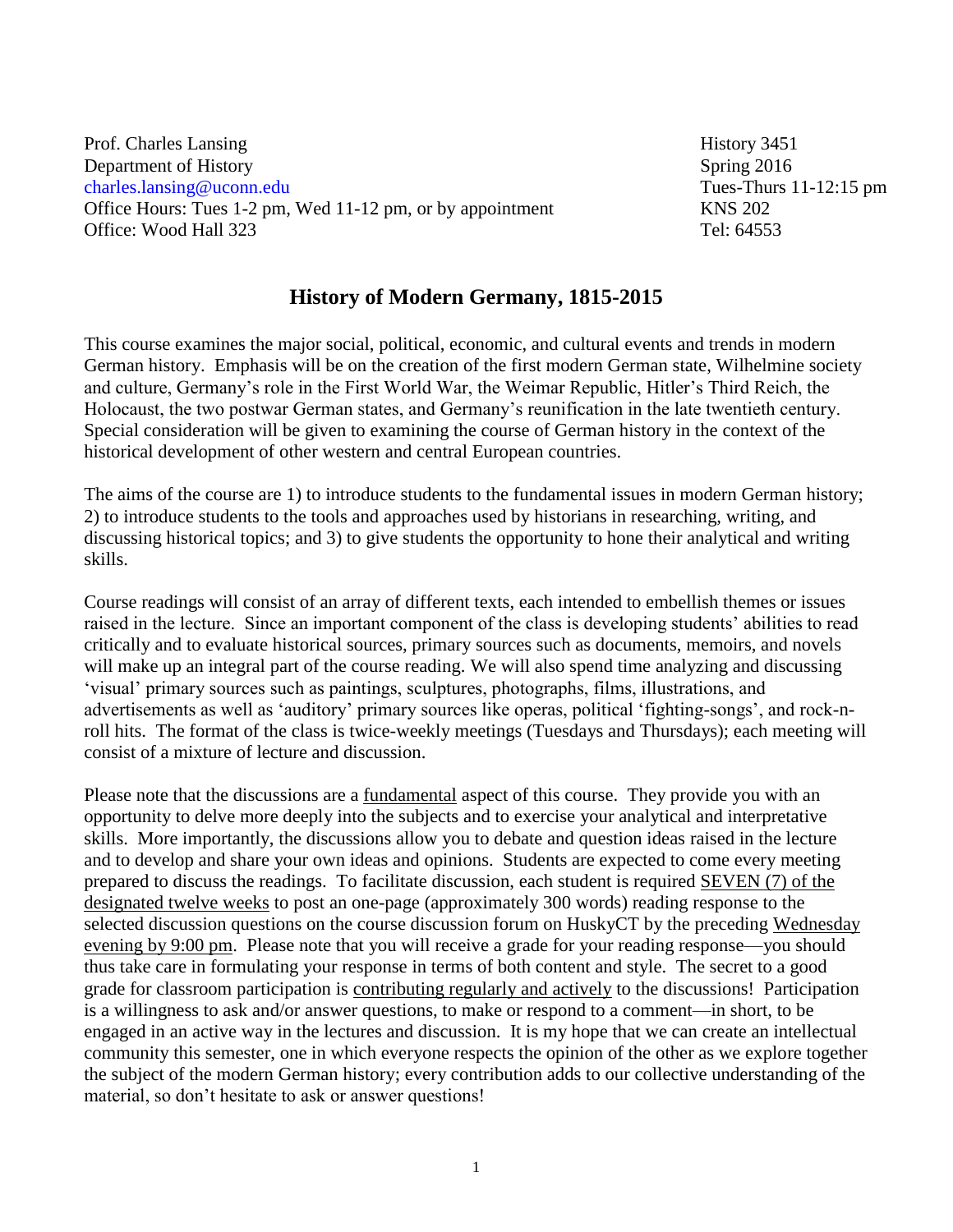Prof. Charles Lansing  
Department of History  
charles.lansing@uconn.edu  
Office Hours: Tues 1-2 pm, Wed 11-12 pm, or by appointment  
Office: Wood Hall 323

History 3451  
Spring 2016  
Tues-Thurs 11-12:15 pm  
KNS 202  
Tel: 64553

## History of Modern Germany, 1815-2015

This course examines the major social, political, economic, and cultural events and trends in modern German history. Emphasis will be on the creation of the first modern German state, Wilhelmine society and culture, Germany's role in the First World War, the Weimar Republic, Hitler's Third Reich, the Holocaust, the two postwar German states, and Germany's reunification in the late twentieth century. Special consideration will be given to examining the course of German history in the context of the historical development of other western and central European countries.

The aims of the course are 1) to introduce students to the fundamental issues in modern German history; 2) to introduce students to the tools and approaches used by historians in researching, writing, and discussing historical topics; and 3) to give students the opportunity to hone their analytical and writing skills.

Course readings will consist of an array of different texts, each intended to embellish themes or issues raised in the lecture. Since an important component of the class is developing students' abilities to read critically and to evaluate historical sources, primary sources such as documents, memoirs, and novels will make up an integral part of the course reading. We will also spend time analyzing and discussing 'visual' primary sources such as paintings, sculptures, photographs, films, illustrations, and advertisements as well as 'auditory' primary sources like operas, political 'fighting-songs', and rock-n-roll hits. The format of the class is twice-weekly meetings (Tuesdays and Thursdays); each meeting will consist of a mixture of lecture and discussion.

Please note that the discussions are a <u>fundamental</u> aspect of this course. They provide you with an opportunity to delve more deeply into the subjects and to exercise your analytical and interpretative skills. More importantly, the discussions allow you to debate and question ideas raised in the lecture and to develop and share your own ideas and opinions. Students are expected to come every meeting prepared to discuss the readings. To facilitate discussion, each student is required <u>SEVEN (7) of the designated twelve weeks</u> to post an one-page (approximately 300 words) reading response to the selected discussion questions on the course discussion forum on HuskyCT by the preceding <u>Wednesday evening by 9:00 pm</u>. Please note that you will receive a grade for your reading response—you should thus take care in formulating your response in terms of both content and style. The secret to a good grade for classroom participation is <u>contributing regularly and actively</u> to the discussions! Participation is a willingness to ask and/or answer questions, to make or respond to a comment—in short, to be engaged in an active way in the lectures and discussion. It is my hope that we can create an intellectual community this semester, one in which everyone respects the opinion of the other as we explore together the subject of the modern German history; every contribution adds to our collective understanding of the material, so don't hesitate to ask or answer questions!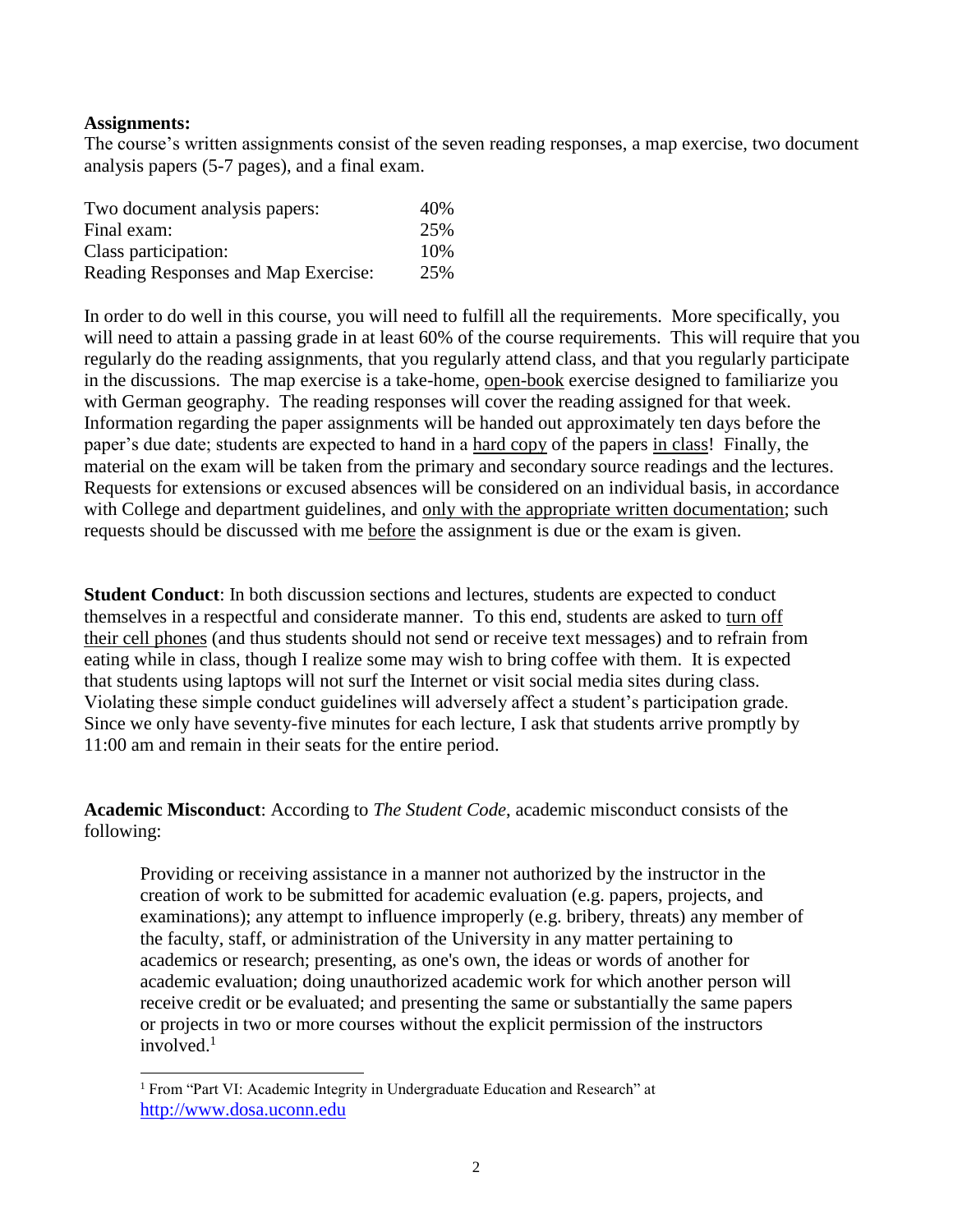**Assignments:**
The course's written assignments consist of the seven reading responses, a map exercise, two document analysis papers (5-7 pages), and a final exam.

| | |
|---|---|
| Two document analysis papers: | 40% |
| Final exam: | 25% |
| Class participation: | 10% |
| Reading Responses and Map Exercise: | 25% |

In order to do well in this course, you will need to fulfill all the requirements. More specifically, you will need to attain a passing grade in at least 60% of the course requirements. This will require that you regularly do the reading assignments, that you regularly attend class, and that you regularly participate in the discussions. The map exercise is a take-home, <u>open-book</u> exercise designed to familiarize you with German geography. The reading responses will cover the reading assigned for that week. Information regarding the paper assignments will be handed out approximately ten days before the paper's due date; students are expected to hand in a <u>hard copy</u> of the papers <u>in class</u>! Finally, the material on the exam will be taken from the primary and secondary source readings and the lectures. Requests for extensions or excused absences will be considered on an individual basis, in accordance with College and department guidelines, and <u>only with the appropriate written documentation</u>; such requests should be discussed with me <u>before</u> the assignment is due or the exam is given.

**Student Conduct**: In both discussion sections and lectures, students are expected to conduct themselves in a respectful and considerate manner. To this end, students are asked to <u>turn off their cell phones</u> (and thus students should not send or receive text messages) and to refrain from eating while in class, though I realize some may wish to bring coffee with them. It is expected that students using laptops will not surf the Internet or visit social media sites during class. Violating these simple conduct guidelines will adversely affect a student's participation grade. Since we only have seventy-five minutes for each lecture, I ask that students arrive promptly by 11:00 am and remain in their seats for the entire period.

**Academic Misconduct**: According to *The Student Code*, academic misconduct consists of the following:

> Providing or receiving assistance in a manner not authorized by the instructor in the creation of work to be submitted for academic evaluation (e.g. papers, projects, and examinations); any attempt to influence improperly (e.g. bribery, threats) any member of the faculty, staff, or administration of the University in any matter pertaining to academics or research; presenting, as one's own, the ideas or words of another for academic evaluation; doing unauthorized academic work for which another person will receive credit or be evaluated; and presenting the same or substantially the same papers or projects in two or more courses without the explicit permission of the instructors involved.[1]

---

[1] From "Part VI: Academic Integrity in Undergraduate Education and Research" at http://www.dosa.uconn.edu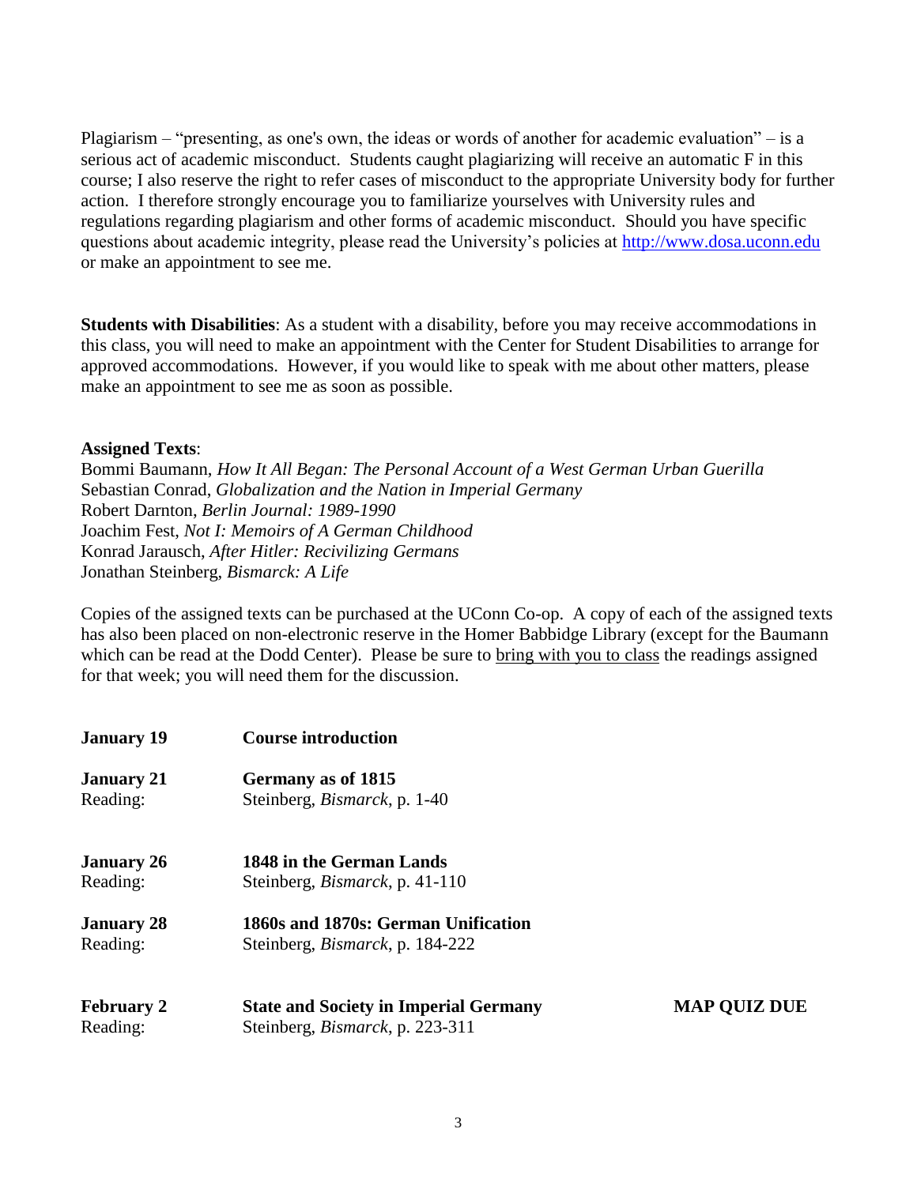Plagiarism – "presenting, as one's own, the ideas or words of another for academic evaluation" – is a serious act of academic misconduct. Students caught plagiarizing will receive an automatic F in this course; I also reserve the right to refer cases of misconduct to the appropriate University body for further action. I therefore strongly encourage you to familiarize yourselves with University rules and regulations regarding plagiarism and other forms of academic misconduct. Should you have specific questions about academic integrity, please read the University's policies at http://www.dosa.uconn.edu or make an appointment to see me.

**Students with Disabilities**: As a student with a disability, before you may receive accommodations in this class, you will need to make an appointment with the Center for Student Disabilities to arrange for approved accommodations. However, if you would like to speak with me about other matters, please make an appointment to see me as soon as possible.

**Assigned Texts**:
Bommi Baumann, *How It All Began: The Personal Account of a West German Urban Guerilla*
Sebastian Conrad, *Globalization and the Nation in Imperial Germany*
Robert Darnton, *Berlin Journal: 1989-1990*
Joachim Fest, *Not I: Memoirs of A German Childhood*
Konrad Jarausch, *After Hitler: Recivilizing Germans*
Jonathan Steinberg, *Bismarck: A Life*

Copies of the assigned texts can be purchased at the UConn Co-op. A copy of each of the assigned texts has also been placed on non-electronic reserve in the Homer Babbidge Library (except for the Baumann which can be read at the Dodd Center). Please be sure to <u>bring with you to class</u> the readings assigned for that week; you will need them for the discussion.

**January 19** **Course introduction**

**January 21** **Germany as of 1815**
Reading: Steinberg, *Bismarck*, p. 1-40

**January 26** **1848 in the German Lands**
Reading: Steinberg, *Bismarck*, p. 41-110

**January 28** **1860s and 1870s: German Unification**
Reading: Steinberg, *Bismarck*, p. 184-222

**February 2** **State and Society in Imperial Germany** **MAP QUIZ DUE**
Reading: Steinberg, *Bismarck*, p. 223-311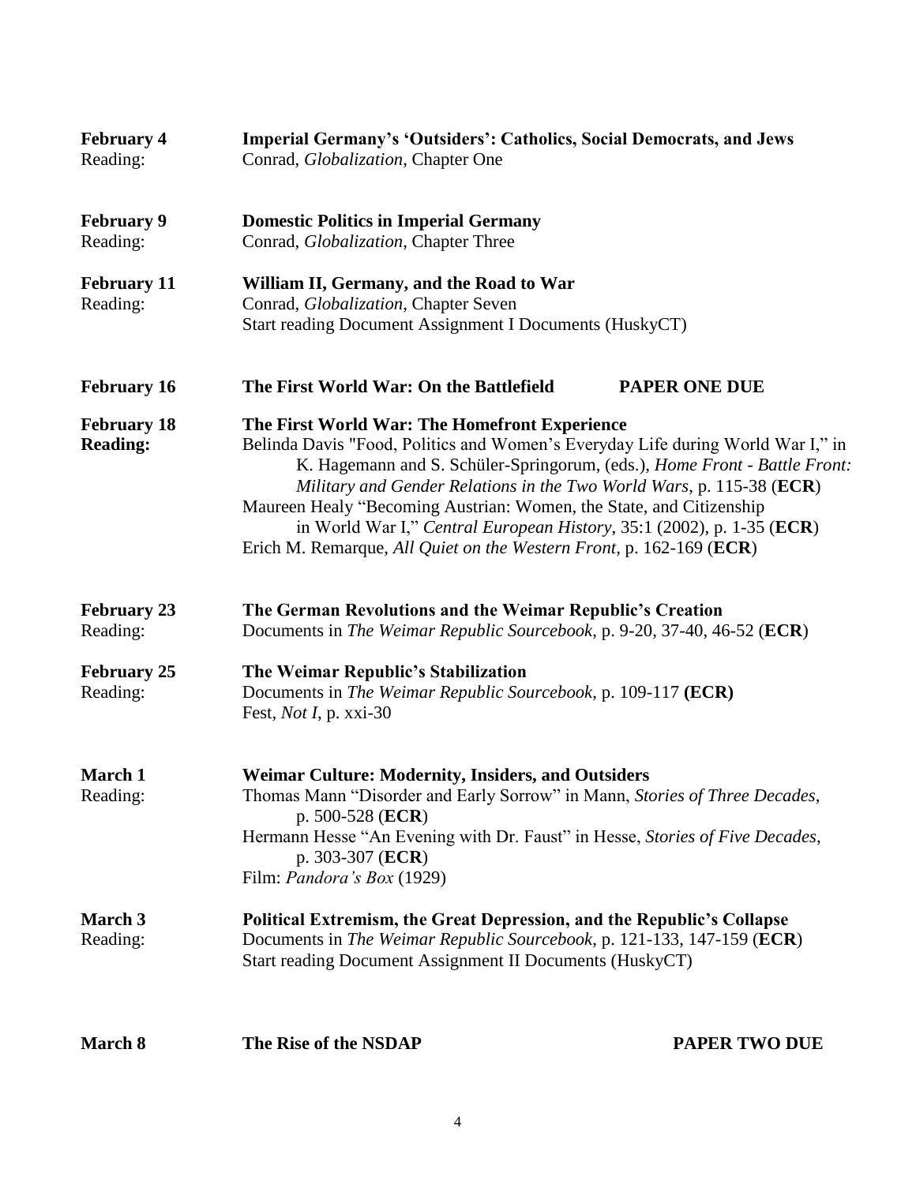**February 4** **Imperial Germany's 'Outsiders': Catholics, Social Democrats, and Jews**
Reading: Conrad, *Globalization*, Chapter One

**February 9** **Domestic Politics in Imperial Germany**
Reading: Conrad, *Globalization*, Chapter Three

**February 11** **William II, Germany, and the Road to War**
Reading: Conrad, *Globalization*, Chapter Seven
Start reading Document Assignment I Documents (HuskyCT)

**February 16** **The First World War: On the Battlefield** **PAPER ONE DUE**

**February 18** **The First World War: The Homefront Experience**
**Reading:** Belinda Davis "Food, Politics and Women's Everyday Life during World War I," in K. Hagemann and S. Schüler-Springorum, (eds.), *Home Front - Battle Front: Military and Gender Relations in the Two World Wars*, p. 115-38 (**ECR**)
Maureen Healy "Becoming Austrian: Women, the State, and Citizenship in World War I," *Central European History*, 35:1 (2002), p. 1-35 (**ECR**)
Erich M. Remarque, *All Quiet on the Western Front*, p. 162-169 (**ECR**)

**February 23** **The German Revolutions and the Weimar Republic's Creation**
Reading: Documents in *The Weimar Republic Sourcebook*, p. 9-20, 37-40, 46-52 (**ECR**)

**February 25** **The Weimar Republic's Stabilization**
Reading: Documents in *The Weimar Republic Sourcebook*, p. 109-117 **(ECR)**
Fest, *Not I*, p. xxi-30

**March 1** **Weimar Culture: Modernity, Insiders, and Outsiders**
Reading: Thomas Mann "Disorder and Early Sorrow" in Mann, *Stories of Three Decades*, p. 500-528 (**ECR**)
Hermann Hesse "An Evening with Dr. Faust" in Hesse, *Stories of Five Decades*, p. 303-307 (**ECR**)
Film: *Pandora's Box* (1929)

**March 3** **Political Extremism, the Great Depression, and the Republic's Collapse**
Reading: Documents in *The Weimar Republic Sourcebook*, p. 121-133, 147-159 (**ECR**)
Start reading Document Assignment II Documents (HuskyCT)

**March 8** **The Rise of the NSDAP** **PAPER TWO DUE**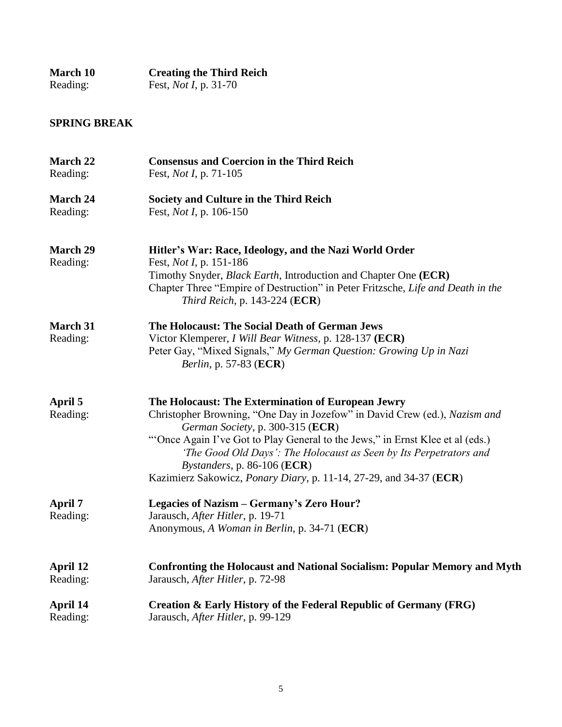**March 10** **Creating the Third Reich**
Reading: Fest, *Not I*, p. 31-70

**SPRING BREAK**

**March 22** **Consensus and Coercion in the Third Reich**
Reading: Fest, *Not I*, p. 71-105

**March 24** **Society and Culture in the Third Reich**
Reading: Fest, *Not I*, p. 106-150

**March 29** **Hitler's War: Race, Ideology, and the Nazi World Order**
Reading: Fest, *Not I*, p. 151-186
Timothy Snyder, *Black Earth*, Introduction and Chapter One **(ECR)**
Chapter Three "Empire of Destruction" in Peter Fritzsche, *Life and Death in the Third Reich*, p. 143-224 (**ECR**)

**March 31** **The Holocaust: The Social Death of German Jews**
Reading: Victor Klemperer, *I Will Bear Witness*, p. 128-137 **(ECR)**
Peter Gay, "Mixed Signals," *My German Question: Growing Up in Nazi Berlin*, p. 57-83 (**ECR**)

**April 5** **The Holocaust: The Extermination of European Jewry**
Reading: Christopher Browning, "One Day in Jozefow" in David Crew (ed.), *Nazism and German Society*, p. 300-315 (**ECR**)
"'Once Again I've Got to Play General to the Jews," in Ernst Klee et al (eds.) *'The Good Old Days': The Holocaust as Seen by Its Perpetrators and Bystanders*, p. 86-106 (**ECR**)
Kazimierz Sakowicz, *Ponary Diary*, p. 11-14, 27-29, and 34-37 (**ECR**)

**April 7** **Legacies of Nazism – Germany's Zero Hour?**
Reading: Jarausch, *After Hitler*, p. 19-71
Anonymous, *A Woman in Berlin*, p. 34-71 (**ECR**)

**April 12** **Confronting the Holocaust and National Socialism: Popular Memory and Myth**
Reading: Jarausch, *After Hitler*, p. 72-98

**April 14** **Creation & Early History of the Federal Republic of Germany (FRG)**
Reading: Jarausch, *After Hitler*, p. 99-129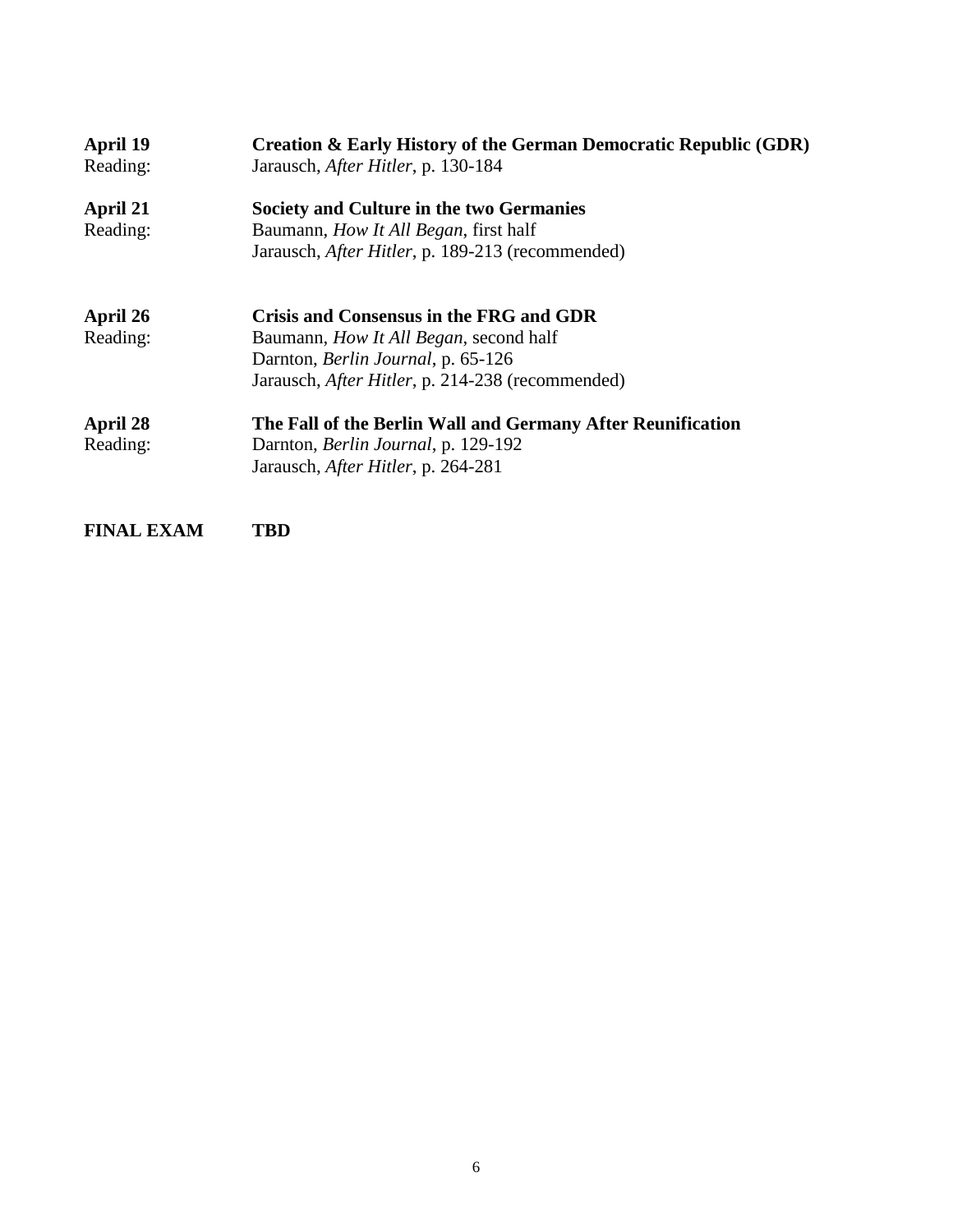**April 19** **Creation & Early History of the German Democratic Republic (GDR)**
Reading: Jarausch, *After Hitler*, p. 130-184

**April 21** **Society and Culture in the two Germanies**
Reading: Baumann, *How It All Began*, first half
Jarausch, *After Hitler*, p. 189-213 (recommended)

**April 26** **Crisis and Consensus in the FRG and GDR**
Reading: Baumann, *How It All Began*, second half
Darnton, *Berlin Journal*, p. 65-126
Jarausch, *After Hitler*, p. 214-238 (recommended)

**April 28** **The Fall of the Berlin Wall and Germany After Reunification**
Reading: Darnton, *Berlin Journal*, p. 129-192
Jarausch, *After Hitler*, p. 264-281

**FINAL EXAM** **TBD**